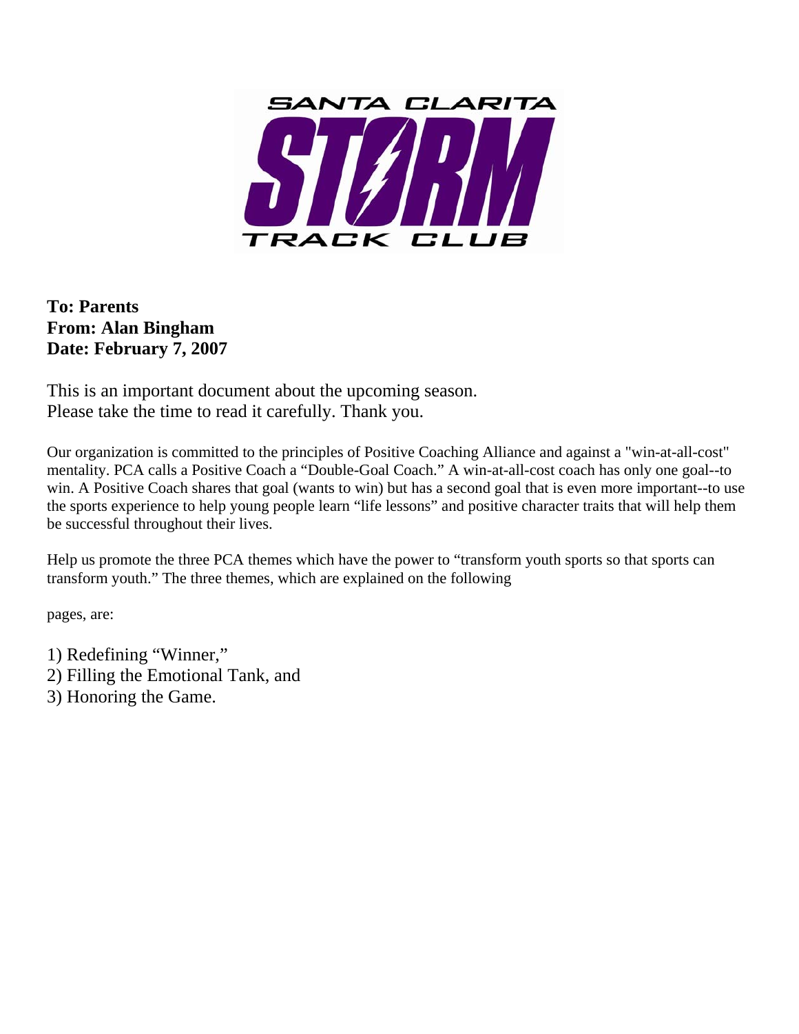SANTA CLARITA

STORM

TRACK CLUB

**To: Parents**
**From: Alan Bingham**
**Date: February 7, 2007**

This is an important document about the upcoming season.
Please take the time to read it carefully. Thank you.

Our organization is committed to the principles of Positive Coaching Alliance and against a "win-at-all-cost" mentality. PCA calls a Positive Coach a "Double-Goal Coach." A win-at-all-cost coach has only one goal--to win. A Positive Coach shares that goal (wants to win) but has a second goal that is even more important--to use the sports experience to help young people learn "life lessons" and positive character traits that will help them be successful throughout their lives.

Help us promote the three PCA themes which have the power to "transform youth sports so that sports can transform youth." The three themes, which are explained on the following

pages, are:

1) Redefining "Winner,"
2) Filling the Emotional Tank, and
3) Honoring the Game.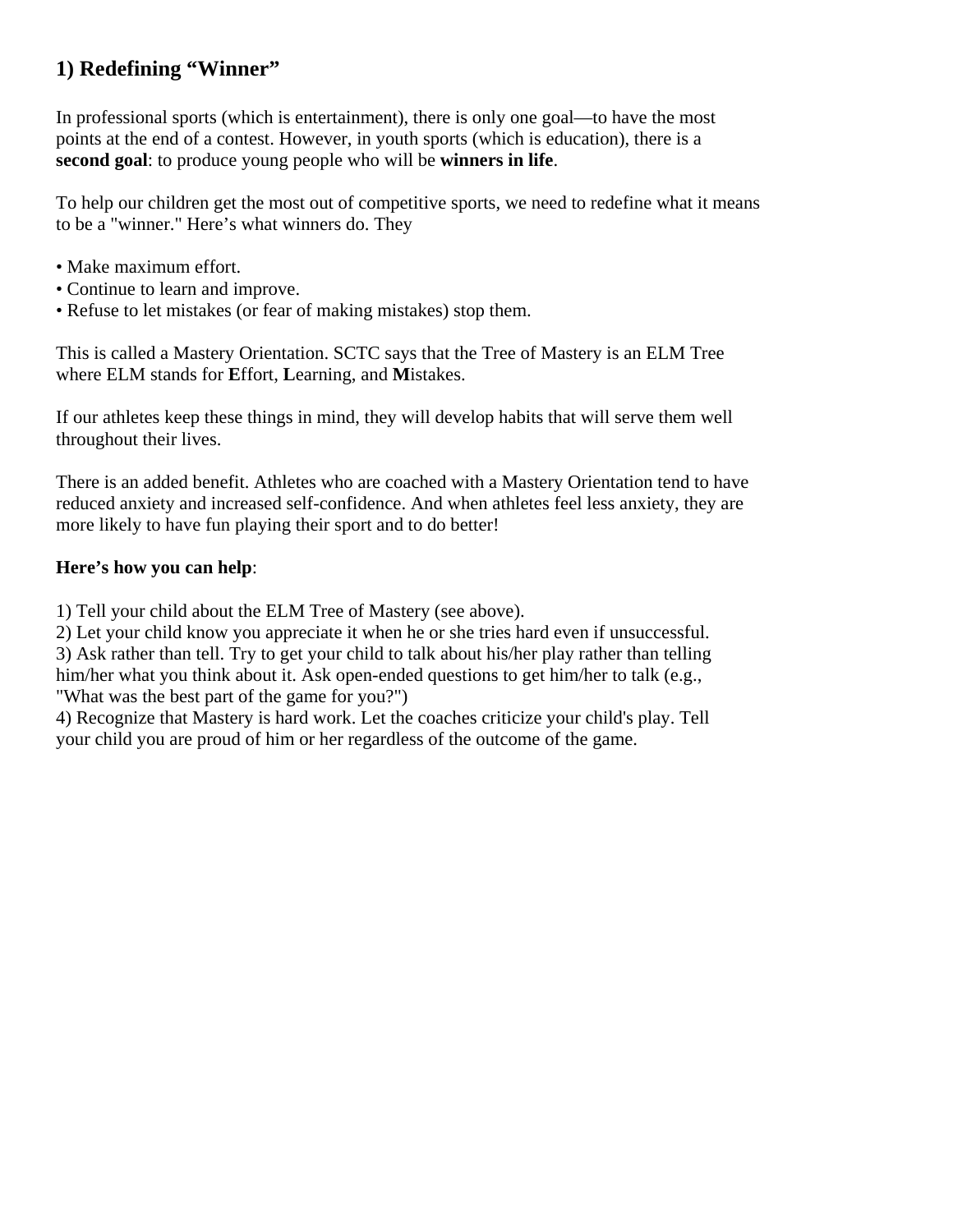## 1) Redefining "Winner"

In professional sports (which is entertainment), there is only one goal—to have the most points at the end of a contest. However, in youth sports (which is education), there is a **second goal**: to produce young people who will be **winners in life**.

To help our children get the most out of competitive sports, we need to redefine what it means to be a "winner." Here's what winners do. They

- Make maximum effort.
- Continue to learn and improve.
- Refuse to let mistakes (or fear of making mistakes) stop them.

This is called a Mastery Orientation. SCTC says that the Tree of Mastery is an ELM Tree where ELM stands for **E**ffort, **L**earning, and **M**istakes.

If our athletes keep these things in mind, they will develop habits that will serve them well throughout their lives.

There is an added benefit. Athletes who are coached with a Mastery Orientation tend to have reduced anxiety and increased self-confidence. And when athletes feel less anxiety, they are more likely to have fun playing their sport and to do better!

**Here's how you can help**:

1) Tell your child about the ELM Tree of Mastery (see above).
2) Let your child know you appreciate it when he or she tries hard even if unsuccessful.
3) Ask rather than tell. Try to get your child to talk about his/her play rather than telling him/her what you think about it. Ask open-ended questions to get him/her to talk (e.g., "What was the best part of the game for you?")
4) Recognize that Mastery is hard work. Let the coaches criticize your child's play. Tell your child you are proud of him or her regardless of the outcome of the game.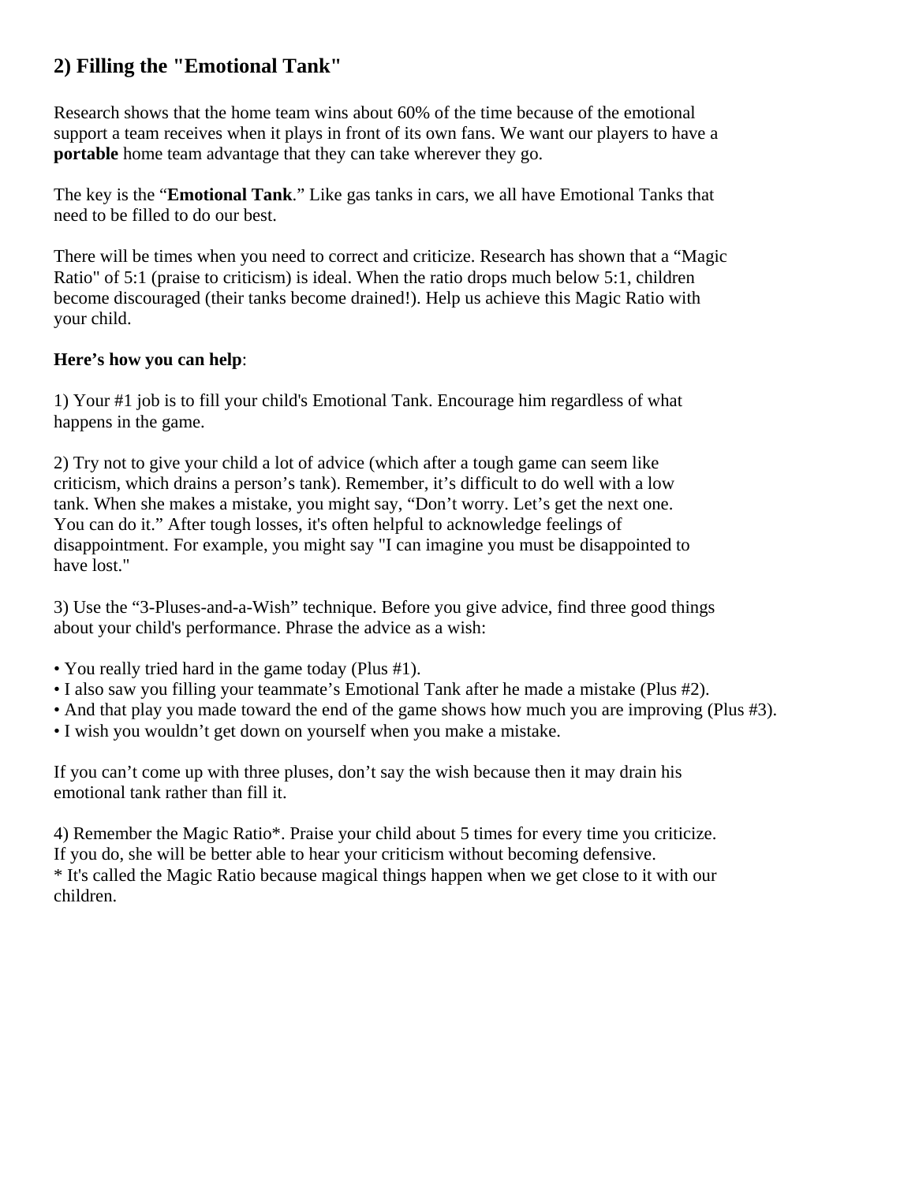## 2) Filling the "Emotional Tank"

Research shows that the home team wins about 60% of the time because of the emotional support a team receives when it plays in front of its own fans. We want our players to have a **portable** home team advantage that they can take wherever they go.

The key is the "**Emotional Tank**." Like gas tanks in cars, we all have Emotional Tanks that need to be filled to do our best.

There will be times when you need to correct and criticize. Research has shown that a "Magic Ratio" of 5:1 (praise to criticism) is ideal. When the ratio drops much below 5:1, children become discouraged (their tanks become drained!). Help us achieve this Magic Ratio with your child.

**Here's how you can help**:

1) Your #1 job is to fill your child's Emotional Tank. Encourage him regardless of what happens in the game.

2) Try not to give your child a lot of advice (which after a tough game can seem like criticism, which drains a person's tank). Remember, it's difficult to do well with a low tank. When she makes a mistake, you might say, "Don't worry. Let's get the next one. You can do it." After tough losses, it's often helpful to acknowledge feelings of disappointment. For example, you might say "I can imagine you must be disappointed to have lost."

3) Use the "3-Pluses-and-a-Wish" technique. Before you give advice, find three good things about your child's performance. Phrase the advice as a wish:

- You really tried hard in the game today (Plus #1).
- I also saw you filling your teammate's Emotional Tank after he made a mistake (Plus #2).
- And that play you made toward the end of the game shows how much you are improving (Plus #3).
- I wish you wouldn't get down on yourself when you make a mistake.

If you can't come up with three pluses, don't say the wish because then it may drain his emotional tank rather than fill it.

4) Remember the Magic Ratio*. Praise your child about 5 times for every time you criticize. If you do, she will be better able to hear your criticism without becoming defensive.
* It's called the Magic Ratio because magical things happen when we get close to it with our children.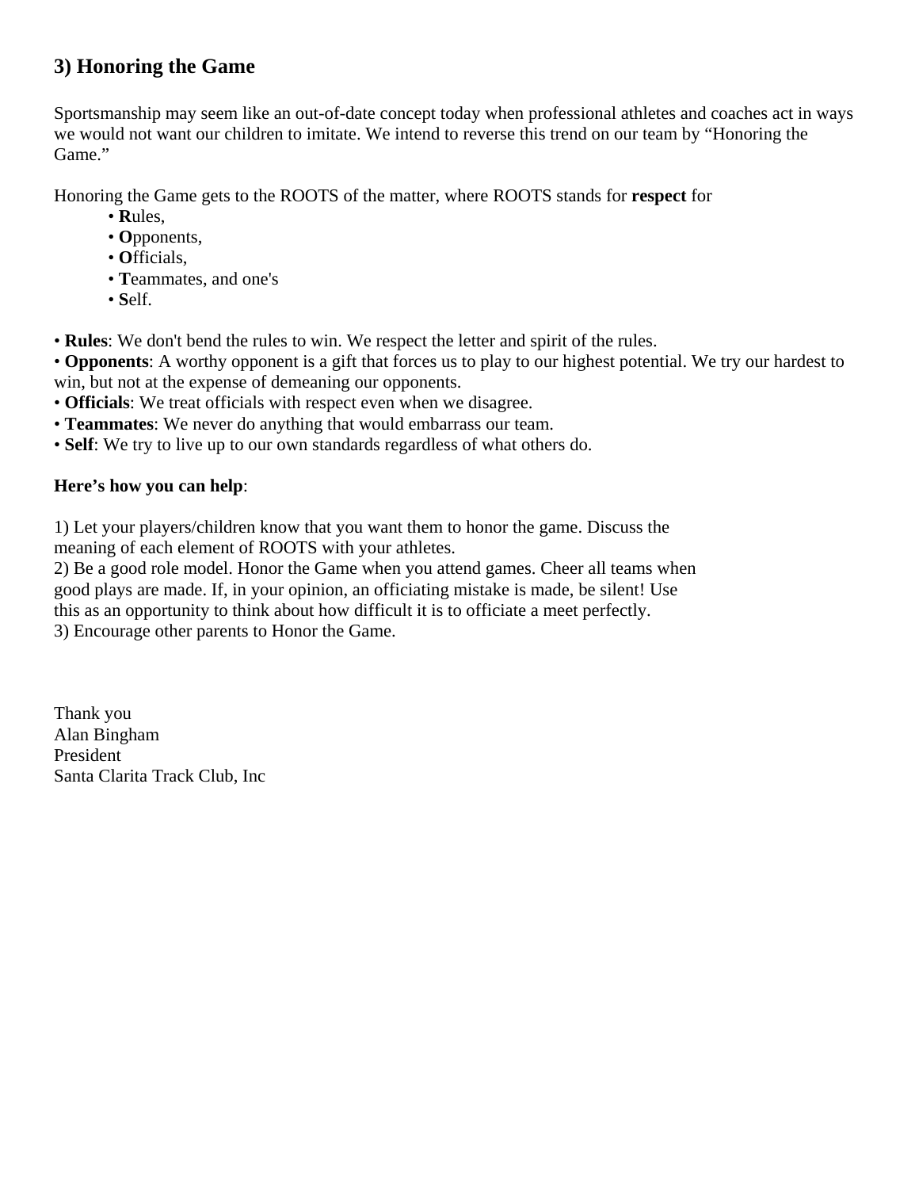### 3) Honoring the Game

Sportsmanship may seem like an out-of-date concept today when professional athletes and coaches act in ways we would not want our children to imitate. We intend to reverse this trend on our team by "Honoring the Game."

Honoring the Game gets to the ROOTS of the matter, where ROOTS stands for **respect** for

- **R**ules,
- **O**pponents,
- **O**fficials,
- **T**eammates, and one's
- **S**elf.

- **Rules**: We don't bend the rules to win. We respect the letter and spirit of the rules.
- **Opponents**: A worthy opponent is a gift that forces us to play to our highest potential. We try our hardest to win, but not at the expense of demeaning our opponents.
- **Officials**: We treat officials with respect even when we disagree.
- **Teammates**: We never do anything that would embarrass our team.
- **Self**: We try to live up to our own standards regardless of what others do.

**Here's how you can help**:

1) Let your players/children know that you want them to honor the game. Discuss the meaning of each element of ROOTS with your athletes.
2) Be a good role model. Honor the Game when you attend games. Cheer all teams when good plays are made. If, in your opinion, an officiating mistake is made, be silent! Use this as an opportunity to think about how difficult it is to officiate a meet perfectly.
3) Encourage other parents to Honor the Game.

Thank you
Alan Bingham
President
Santa Clarita Track Club, Inc